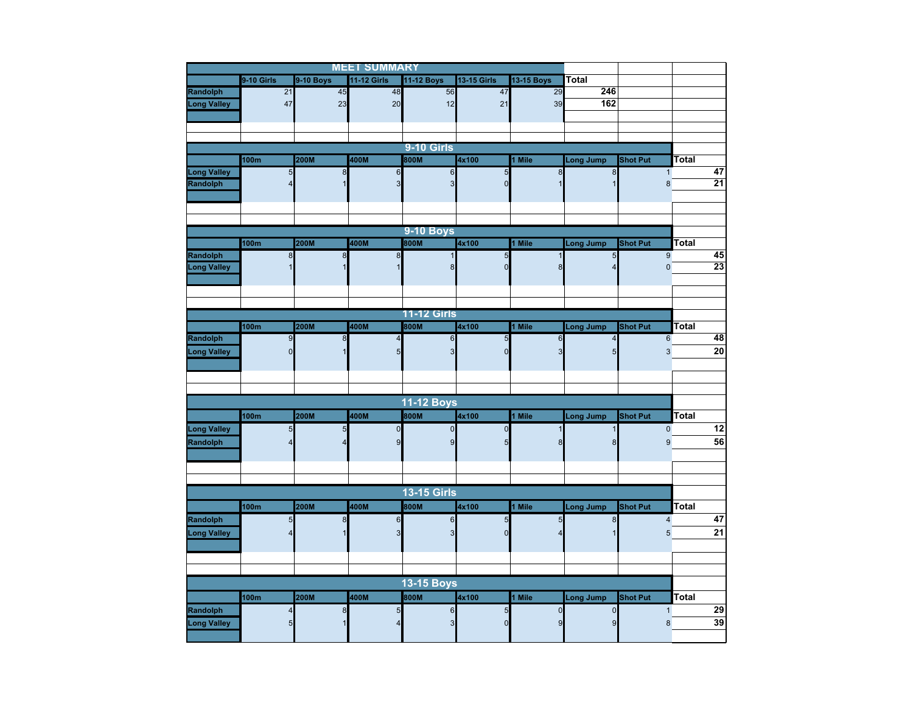## MEET SUMMARY

| | 9-10 Girls | 9-10 Boys | 11-12 Girls | 11-12 Boys | 13-15 Girls | 13-15 Boys | Total |
|---|---|---|---|---|---|---|---|
| Randolph | 21 | 45 | 48 | 56 | 47 | 29 | 246 |
| Long Valley | 47 | 23 | 20 | 12 | 21 | 39 | 162 |

## 9-10 Girls

| | 100m | 200M | 400M | 800M | 4x100 | 1 Mile | Long Jump | Shot Put | Total |
|---|---|---|---|---|---|---|---|---|---|
| Long Valley | 5 | 8 | 6 | 6 | 5 | 8 | 8 | 1 | 47 |
| Randolph | 4 | 1 | 3 | 3 | 0 | 1 | 1 | 8 | 21 |

## 9-10 Boys

| | 100m | 200M | 400M | 800M | 4x100 | 1 Mile | Long Jump | Shot Put | Total |
|---|---|---|---|---|---|---|---|---|---|
| Randolph | 8 | 8 | 8 | 1 | 5 | 1 | 5 | 9 | 45 |
| Long Valley | 1 | 1 | 1 | 8 | 0 | 8 | 4 | 0 | 23 |

## 11-12 Girls

| | 100m | 200M | 400M | 800M | 4x100 | 1 Mile | Long Jump | Shot Put | Total |
|---|---|---|---|---|---|---|---|---|---|
| Randolph | 9 | 8 | 4 | 6 | 5 | 6 | 4 | 6 | 48 |
| Long Valley | 0 | 1 | 5 | 3 | 0 | 3 | 5 | 3 | 20 |

## 11-12 Boys

| | 100m | 200M | 400M | 800M | 4x100 | 1 Mile | Long Jump | Shot Put | Total |
|---|---|---|---|---|---|---|---|---|---|
| Long Valley | 5 | 5 | 0 | 0 | 0 | 1 | 1 | 0 | 12 |
| Randolph | 4 | 4 | 9 | 9 | 5 | 8 | 8 | 9 | 56 |

## 13-15 Girls

| | 100m | 200M | 400M | 800M | 4x100 | 1 Mile | Long Jump | Shot Put | Total |
|---|---|---|---|---|---|---|---|---|---|
| Randolph | 5 | 8 | 6 | 6 | 5 | 5 | 8 | 4 | 47 |
| Long Valley | 4 | 1 | 3 | 3 | 0 | 4 | 1 | 5 | 21 |

## 13-15 Boys

| | 100m | 200M | 400M | 800M | 4x100 | 1 Mile | Long Jump | Shot Put | Total |
|---|---|---|---|---|---|---|---|---|---|
| Randolph | 4 | 8 | 5 | 6 | 5 | 0 | 0 | 1 | 29 |
| Long Valley | 5 | 1 | 4 | 3 | 0 | 9 | 9 | 8 | 39 |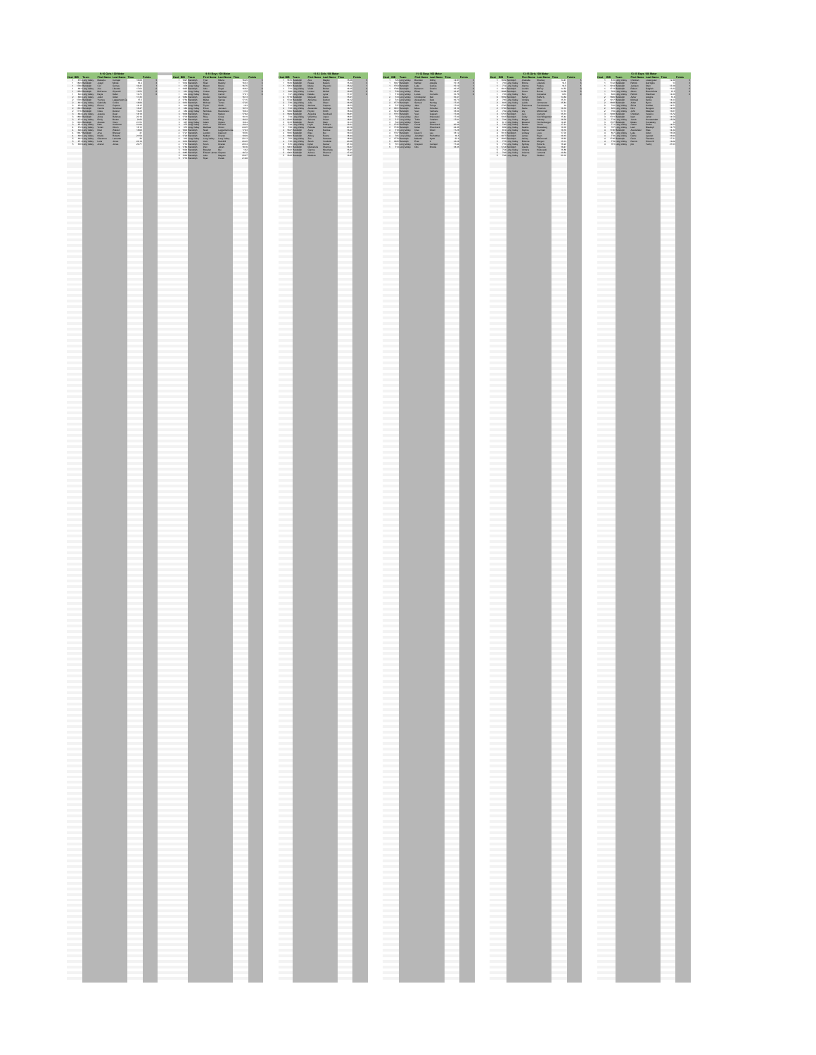## 9-10 Girls 100 Meter

| Heat | Bib | Team | First Name | Last Name | Time | Points |
|---|---|---|---|---|---|---|

## 9-10 Boys 100 Meter

| Heat | Bib | Team | First Name | Last Name | Time | Points |
|---|---|---|---|---|---|---|

## 11-12 Girls 100 Meter

| Heat | Bib | Team | First Name | Last Name | Time | Points |
|---|---|---|---|---|---|---|

## 11-12 Boys 100 Meter

| Heat | Bib | Team | First Name | Last Name | Time | Points |
|---|---|---|---|---|---|---|

## 13-15 Girls 100 Meter

| Heat | Bib | Team | First Name | Last Name | Time | Points |
|---|---|---|---|---|---|---|

## 13-15 Boys 100 Meter

| Heat | Bib | Team | First Name | Last Name | Time | Points |
|---|---|---|---|---|---|---|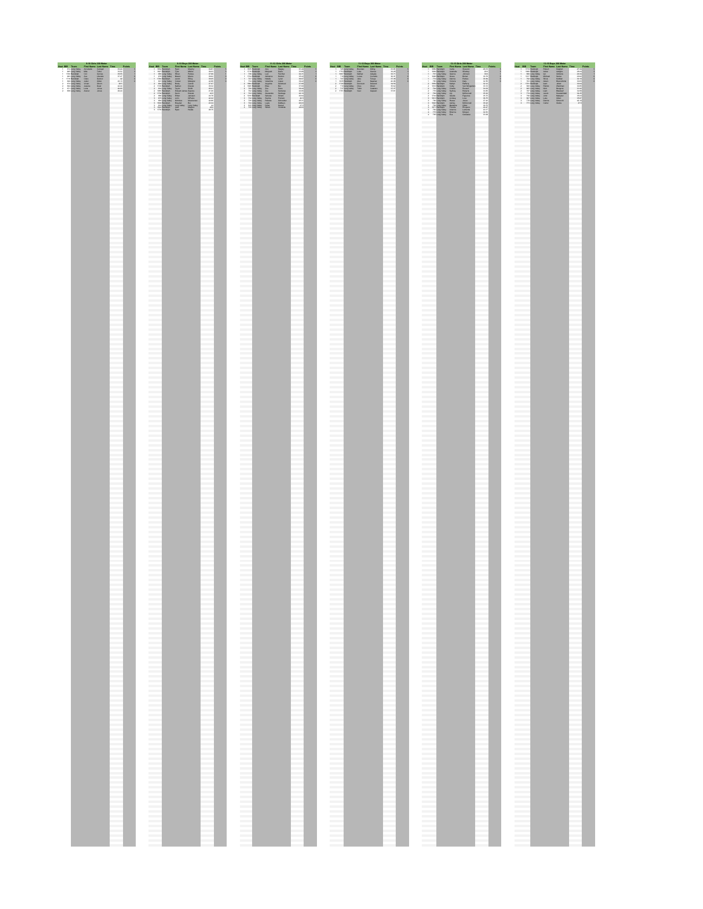## 9-10 Girls 200 Meter

| Heat | BIB | Team | First Name | Last Name | Time | Points |
|---|---|---|---|---|---|---|

## 9-10 Boys 200 Meter

| Heat | BIB | Team | First Name | Last Name | Time | Points |
|---|---|---|---|---|---|---|

## 11-12 Girls 200 Meter

| Heat | BIB | Team | First Name | Last Name | Time | Points |
|---|---|---|---|---|---|---|

## 11-12 Boys 200 Meter

| Heat | BIB | Team | First Name | Last Name | Time | Points |
|---|---|---|---|---|---|---|

## 13-15 Girls 200 Meter

| Heat | BIB | Team | First Name | Last Name | Time | Points |
|---|---|---|---|---|---|---|

## 13-15 Boys 200 Meter

| Heat | BIB | Team | First Name | Last Name | Time | Points |
|---|---|---|---|---|---|---|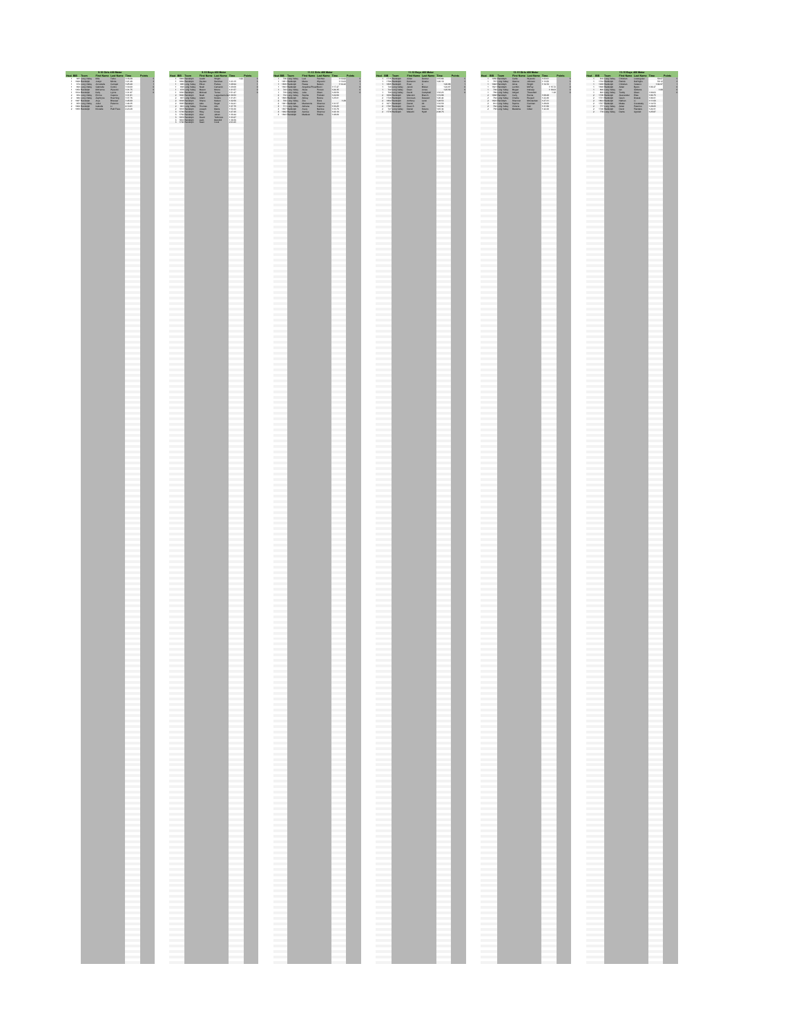## 9-10 Girls 400 Meter

| Heat | Bib | Team | First Name | Last Name | Time | Points |
|---|---|---|---|---|---|---|

## 9-10 Boys 400 Meter

| Heat | Bib | Team | First Name | Last Name | Time | Points |
|---|---|---|---|---|---|---|

## 11-12 Girls 400 Meter

| Heat | Bib | Team | First Name | Last Name | Time | Points |
|---|---|---|---|---|---|---|

## 11-12 Boys 400 Meter

| Heat | Bib | Team | First Name | Last Name | Time | Points |
|---|---|---|---|---|---|---|

## 13-15 Girls 400 Meter

| Heat | Bib | Team | First Name | Last Name | Time | Points |
|---|---|---|---|---|---|---|

## 13-15 Boys 400 Meter

| Heat | Bib | Team | First Name | Last Name | Time | Points |
|---|---|---|---|---|---|---|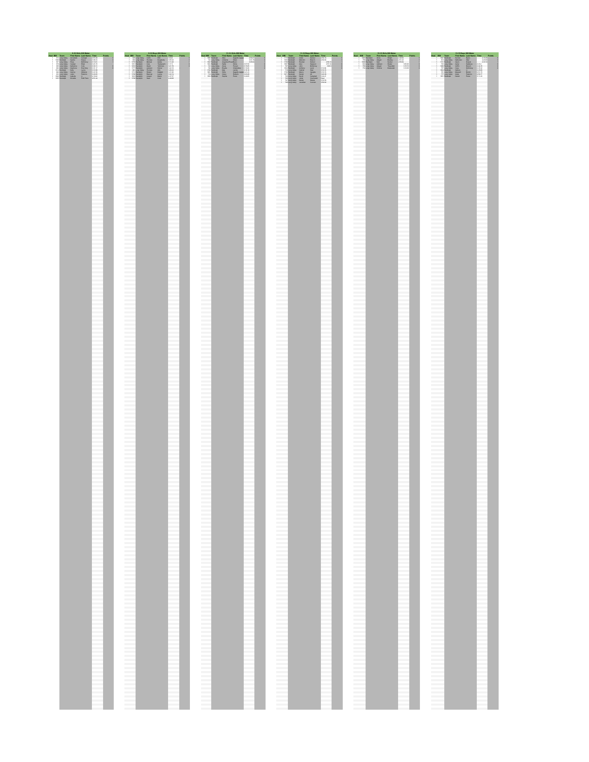### 9-10 Girls 800 Meter

| Heat | Bib | Team | First Name | Last Name | Time | Points |
|---|---|---|---|---|---|---|
| 1 | 614 | Long Valley | Annabelle | Carlople | 3:05.26 | |
| 1 | 1868 | Randolph | Sophia | Babos | 3:06.19 | |
| 1 | 607 | Long Valley | Olivia | McKinney | 3:15.01 | |
| 1 | | Long Valley | Leonard | Elise | 3:25.5 | |
| 1 | | Randolph | Katherine | Cole | 3:32.11 | |
| 1 | | Long Valley | Sophia | Reading | 3:31.17 | |
| 1 | 1549 | Randolph | Holly | Lyons | 3:33.58 | |
| 1 | | Randolph | Aubrey | Williams | 3:44.16 | |
| 1 | | Long Valley | Ariel | Palermo | 4:05.85 | |
| 1 | 1849 | Randolph | Isabella | Li | 4:19.62 | |
| 1 | 1866 | Randolph | Annabel | Park Frate | 4:55.56 | |

### 9-10 Boys 800 Meter

| Heat | Bib | Team | First Name | Last Name | Time | Points |
|---|---|---|---|---|---|---|
| 1 | 630 | Long Valley | Colin | Hill | 3:04.6 | |
| 1 | 656 | Long Valley | Thomas | Daugherty | 3:05.04 | |
| 1 | 1799 | Randolph | Nicholas | Cortes | 3:11.82 | |
| 1 | | Randolph | Evan | Thompson | 3:16.42 | |
| 1 | 1694 | Randolph | Owen | Tefferman | 3:21.35 | |
| 1 | 1717 | Randolph | Jackson | Vitanza | 3:22.10 | |
| 1 | | Long Valley | Thomas | Otto | 3:26.63 | |
| 1 | 1712 | Randolph | Robert | Doppler | 3:31.66 | |
| 1 | 1786 | Randolph | Brendan | Leavey | 3:32.24 | |
| 1 | 1644 | Randolph | Joseph | Marra | 3:37.07 | |
| 1 | 1786 | Randolph | Sean | Ciano | 3:39.68 | |

### 11-12 Girls 800 Meter

| Heat | Bib | Team | First Name | Last Name | Time | Points |
|---|---|---|---|---|---|---|
| 1 | 1880 | Randolph | Mary | Segarra-Lopez | 2:55.37 | |
| 1 | 744 | Long Valley | Adrianna | Bisel | 3:01.74 | |
| 1 | 1881 | Randolph | Angelina Rosa | Burns | 3:05.84 | |
| 1 | | Randolph | Grace | Porter | 3:07.53 | |
| 1 | 733 | Long Valley | Jenna | Pyrooz | 3:15.85 | |
| 1 | 745 | Long Valley | Wynona | Chattoraj | 3:15.85 | |
| 1 | 1763 | Randolph | Ella | Landis | 3:19.18 | |
| 1 | 1881 | Randolph | Sofia | Segarra-Lopez | 3:21.23 | |
| 1 | 714 | Long Valley | Gracie | Bosoney | 3:25.08 | |
| 1 | 1852 | Randolph | Heather | Perez | 3:44.65 | |

### 11-12 Boys 800 Meter

| Heat | Bib | Team | First Name | Last Name | Time | Points |
|---|---|---|---|---|---|---|
| 1 | 1710 | Randolph | Aidan | Donner | 2:50.19 | |
| 1 | 1899 | Randolph | Malcolm | Branch | 2:52.86 | |
| 1 | 1769 | Randolph | Thomas | Ashton | 2:58.72 | |
| 1 | 1700 | Randolph | Paul | Sessions | 3:01.14 | |
| 1 | 747 | Long Valley | John | McKinney | 3:03.5 | |
| 1 | 1832 | Randolph | Anthony | Curtin | 3:12.58 | |
| 1 | 759 | Long Valley | Gabriel | Wolf | 3:15.73 | |
| 1 | 1786 | Randolph | Marco | Vignola | 3:19.73 | |
| 1 | 1671 | Randolph | Daniel | Ali | 3:20.38 | |
| 1 | 764 | Long Valley | Daniel | Campbell | 3:24.21 | |
| 1 | 766 | Long Valley | Jonah | Cucinotta | 3:26.77 | |
| 1 | 741 | Long Valley | Daniel | Ebarle | 3:33.58 | |
| 1 | 765 | Long Valley | Jonathan | Duncan | 3:58.93 | |

### 13-15 Girls 800 Meter

| Heat | Bib | Team | First Name | Last Name | Time | Points |
|---|---|---|---|---|---|---|
| 1 | 1840 | Randolph | Jenna | Knight | 2:49.63 | |
| 1 | 750 | Long Valley | Abigail | Bradley | 2:51.42 | |
| 1 | 1866 | Randolph | Kelli | Gordon | 2:55.64 | |
| 1 | | Long Valley | Addison | Bruner | 3:05.34 | |
| 1 | 788 | Long Valley | Abigail | Theodosi | 3:16.51 | |
| 1 | 784 | Long Valley | DeSella | Bradbrook | 3:18.05 | |

### 13-15 Boys 800 Meter

| Heat | Bib | Team | First Name | Last Name | Time | Points |
|---|---|---|---|---|---|---|
| 1 | 1867 | Randolph | Thomas | Byers | 2:15.68 | |
| 1 | 814 | Long Valley | Nathaniel | Maier | 2:23.60 | |
| 1 | 1707 | Randolph | Jason | Snyder | 2:33.14 | |
| 1 | | Long Valley | Aidan | Vandewall | 2:35.0 | |
| 1 | 1689 | Randolph | Griffin | Branch | 2:46.15 | |
| 1 | 761 | Long Valley | Chase | McKinney | 2:49.52 | |
| 1 | 1864 | Randolph | Matthew | Li | 2:49.96 | |
| 1 | 781 | Long Valley | Maxwell | Bruner | 3:01.75 | |
| 1 | 771 | Long Valley | Aidan | Palermo | 3:06.72 | |
| 1 | 1801 | Randolph | Daniel | Perez | 3:11.44 | |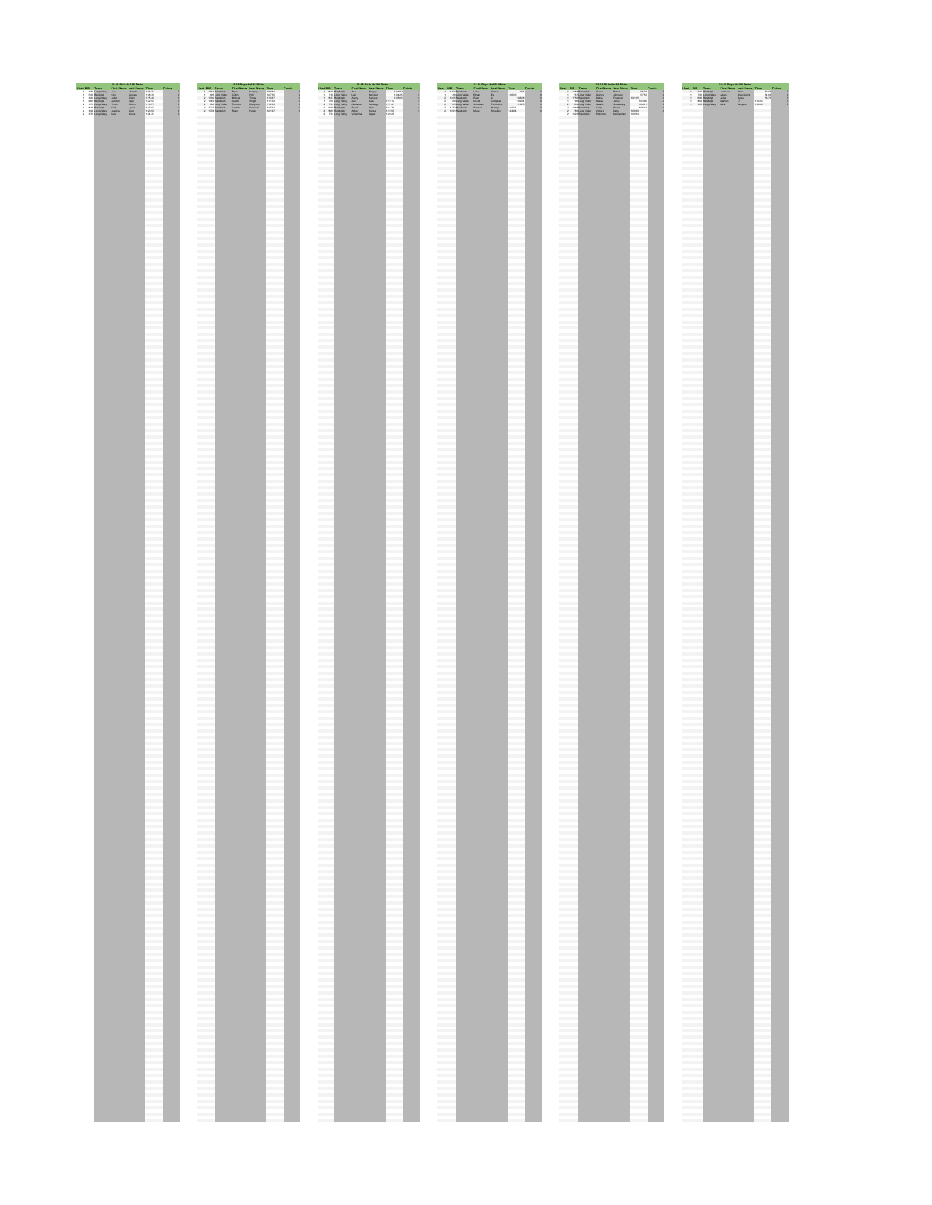| 9-10 Girls 4x100 Meter | | | | | | |
|---|---|---|---|---|---|---|
| Heat | BIB | Team | First Name | Last Name | Time | Points |
| 1 | 645 | Long Valley | Ava | Lihodeo | 1:06.31 | 0 |
| 1 | 1564 | Randolph | Lily | Samuels | 1:06.36 | 0 |
| 1 | 646 | Long Valley | Logan | Ertzer | 1:15.04 | 0 |
| 1 | 1563 | Randolph | Jennifer | Zhou | 1:14.79 | 0 |
| 2 | 1?4 | Long Valley | Vivian | Simon | 1:16.71 | 0 |
| 2 | 1554 | Randolph | Kelly | Lamia | 1:11.65 | 0 |
| 2 | 144 | Long Valley | Victoria | Boyd | 1:20.02 | 0 |
| 2 | 673 | Long Valley | Luna | Jones | 1:24.31 | 0 |

| 9-10 Boys 4x100 Meter | | | | | | |
|---|---|---|---|---|---|---|
| Heat | BIB | Team | First Name | Last Name | Time | Points |
| 1 | 1584 | Randolph | Ryan | Murphy | 1:00.64 | 0 |
| 1 | 645 | Long Valley | Austin | Watt | 1:07.35 | 0 |
| 1 | 1585 | Randolph | Michael | Torres | 1:10.61 | 0 |
| 1 | 1560 | Randolph | Everett | Knight | 1:10.61 | 0 |
| 2 | 696 | Long Valley | Thomas | Dougherty | 1:12.85 | 0 |
| 2 | 1717 | Randolph | Landon | Diamond | 1:15.62 | 0 |
| 2 | 1779 | Randolph | Ryan | Hooper | 1:21.67 | 0 |

| 11-12 Girls 4x100 Meter | | | | | | |
|---|---|---|---|---|---|---|
| Heat | BIB | Team | First Name | Last Name | Time | Points |
| 1 | 1600 | Randolph | Ava | Murphy | 1:04.02 | 0 |
| 1 | 734 | Long Valley | Lulu | Fischer | 1:06.11 | 0 |
| 1 | 1567 | Randolph | Avery | Barbour | 1:05.66 | 0 |
| 1 | 733 | Long Valley | Zoe | Rich | 1:13.14 | 0 |
| 2 | 733 | Long Valley | Elizabeth | Santiago | 1:13.40 | 0 |
| 2 | 1541 | Randolph | Naomi | Allen | 1:11.75 | 0 |
| 2 | 1565 | Randolph | Abbey | Byrnes | 1:14.50 | 0 |
| 2 | 744 | Long Valley | Valentina | Lopez | 1:23.00 | 0 |

| 11-12 Boys 4x100 Meter | | | | | | |
|---|---|---|---|---|---|---|
| Heat | BIB | Team | First Name | Last Name | Time | Points |
| 1 | 1711 | Randolph | Luke | Gomes | 1:00 | 0 |
| 1 | 745 | Long Valley | Shaun | Ra | 1:00.33 | 0 |
| 1 | 1563 | Randolph | Evan | Li | 1:06.26 | 0 |
| 1 | 735 | Long Valley | David | Campbell | 1:10.41 | 0 |
| 2 | 725 | Long Valley | Jonathan | Richardson | 1:13.29 | 0 |
| 2 | 1775 | Randolph | Harrison | Bentley | 1:02.10 | 0 |
| 2 | 1663 | Randolph | Milan | Schroder | 1:26.96 | 0 |

| 13-15 Girls 4x100 Meter | | | | | | |
|---|---|---|---|---|---|---|
| Heat | BIB | Team | First Name | Last Name | Time | Points |
| 1 | 1636 | Randolph | Grace | Bishop | 55.44 | 0 |
| 1 | 741 | Long Valley | Sabrina | Johnson | 57.54 | 0 |
| 1 | 1778 | Randolph | Bailey | Freedman | 1:01.10 | 0 |
| 1 | 755 | Long Valley | Reese | Jones | 1:02.64 | 0 |
| 2 | 656 | Long Valley | Natalie | Rosenberg | 1:03.67 | 0 |
| 2 | 1648 | Randolph | Emily | Reeves | 1:05.64 | 0 |
| 2 | 740 | Long Valley | Victoria | Dyer | 1:06.68 | 0 |
| 2 | 1645 | Randolph | Shannon | McGeehan | 1:10.44 | 0 |

| 13-15 Boys 4x100 Meter | | | | | | |
|---|---|---|---|---|---|---|
| Heat | BIB | Team | First Name | Last Name | Time | Points |
| 1 | 1544 | Randolph | Jackson | Weir | 53.09 | 0 |
| 1 | 743 | Long Valley | Adam | Brandenburg | 54.65 | 0 |
| 1 | 1669 | Randolph | Aidan | Byers | 59.74 | 0 |
| 1 | 1646 | Randolph | Cameron | Li | 1:00.69 | 0 |
| 1 | 622 | Long Valley | Nick | Bergson | 1:06.26 | 0 |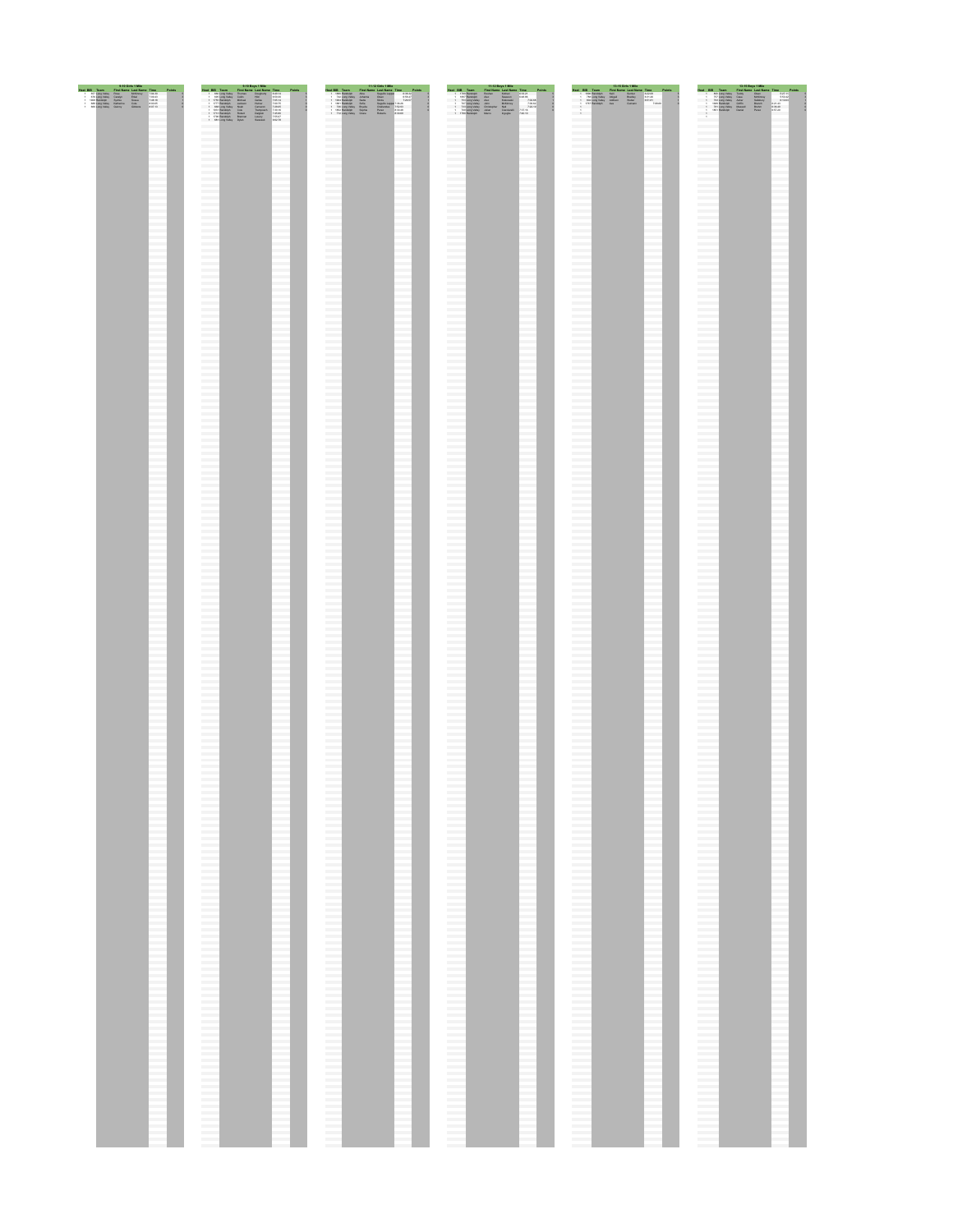| 9-10 Girls 1 Mile | | | | | | |
|---|---|---|---|---|---|---|
| Heat | Bib | Team | First Name | Last Name | Time | Points |
| 1 | 801 | Long Valley | Daisy | McMahon | 7:06.33 | 0 |
| 1 | 815 | Long Valley | Cassidy | Elliott | 7:09.43 | 0 |
| 1 | 1666 | Randolph | Sophia | Rosato | 7:46.16 | 0 |
| 1 | 807 | Long Valley | Katherine | Duda | 8:40.51 | 0 |
| 1 | 808 | Long Valley | Quincy | Dibiasio | 8:57.14 | 0 |

| 9-10 Boys 1 Mile | | | | | | |
|---|---|---|---|---|---|---|
| Heat | Bib | Team | First Name | Last Name | Time | Points |
| 1 | 806 | Long Valley | Thomas | Daugherty | 6:20.51 | 0 |
| 1 | 805 | Long Valley | Dustin | Hart | 6:50.84 | 0 |
| 1 | 1780 | Randolph | Mathias | Santos | 7:07.34 | 0 |
| 1 | 1717 | Randolph | Liamson | Ferrer | 7:08.24 | 0 |
| 1 | 888 | Long Valley | Noah | Carmello | 7:08.85 | 0 |
| 1 | 810 | Randolph | Gray | Tanksweet | 7:46.12 | 0 |
| 1 | 1711 | Randolph | Robert | Shapiro | 7:49.85 | 0 |
| 1 | 1790 | Randolph | Brennan | Leavey | 7:53.57 | 0 |
| 1 | 884 | Long Valley | Dylan | Sawicki | 8:02.56 | 0 |

| 11-12 Girls 1 Mile | | | | | | |
|---|---|---|---|---|---|---|
| Heat | Bib | Team | First Name | Last Name | Time | Points |
| 1 | 1680 | Randolph | Mary | Sugathi-Lopez | 6:35.32 | 0 |
| 1 | 714 | Long Valley | Johanna | Swan | 6:55.3 | 0 |
| 1 | 1663 | Randolph | Stella | Swan | 7:25.17 | 0 |
| 1 | 1657 | Randolph | Stella | Sugathi-Lopez | 7:35.65 | 0 |
| 1 | 709 | Long Valley | Brooke | Chatterton | 7:52.03 | 0 |
| 1 | 1642 | Randolph | Sophia | Perez | 8:13.56 | 0 |
| 1 | 712 | Long Valley | Grace | Roberts | 8:19.65 | 0 |

| 11-12 Boys 1 Mile | | | | | | |
|---|---|---|---|---|---|---|
| Heat | Bib | Team | First Name | Last Name | Time | Points |
| 1 | 1781 | Randolph | Thomas | Nelson | 6:09.25 | 0 |
| 1 | 1697 | Randolph | Alex | Seaward | 6:42.98 | 0 |
| 1 | 707 | Long Valley | Alex | Robertson | 7:06.88 | 0 |
| 1 | 720 | Long Valley | Alex | McKinney | 7:16.16 | 0 |
| 1 | 700 | Long Valley | Christopher | Bell | 7:26.19 | 0 |
| 1 | 705 | Long Valley | Julian | Ciarcibelli | 7:51.16 | 0 |
| 1 | 1705 | Randolph | Mason | Kagayki | 7:52.13 | 0 |

| 13-15 Girls 1 Mile | | | | | | |
|---|---|---|---|---|---|---|
| Heat | Bib | Team | First Name | Last Name | Time | Points |
| 0 | 1688 | Randolph | Kate | Bonfeo | 6:02.68 | 0 |
| 0 | 708 | Long Valley | Abigail | Bradley | 6:21.68 | 0 |
| 0 | 804 | Long Valley | Addison | Rueter | 6:52.61 | 0 |
| 0 | 1618 | Randolph | Ava | Cuevero | 7:24.63 | 0 |
| 0 | | | | | | |
| 0 | | | | | | |

| 13-15 Boys 1 Mile | | | | | | |
|---|---|---|---|---|---|---|
| Heat | Bib | Team | First Name | Last Name | Time | Points |
| 0 | 803 | Long Valley | Tommy | Hirsch | 5:27.11 | 0 |
| 0 | 711 | Long Valley | Isaac | McKinney | 5:54.64 | 0 |
| 0 | 703 | Long Valley | Aidan | Kalalbiro | 6:19.64 | 0 |
| 0 | 1896 | Randolph | JOSH | Bonfeo | 6:31.31 | 0 |
| 0 | 701 | Long Valley | Alastair | Richter | 6:56.48 | 0 |
| 0 | 1881 | Randolph | Declan | Perez | 8:37.24 | 0 |
| 0 | | | | | | |
| 0 | | | | | | |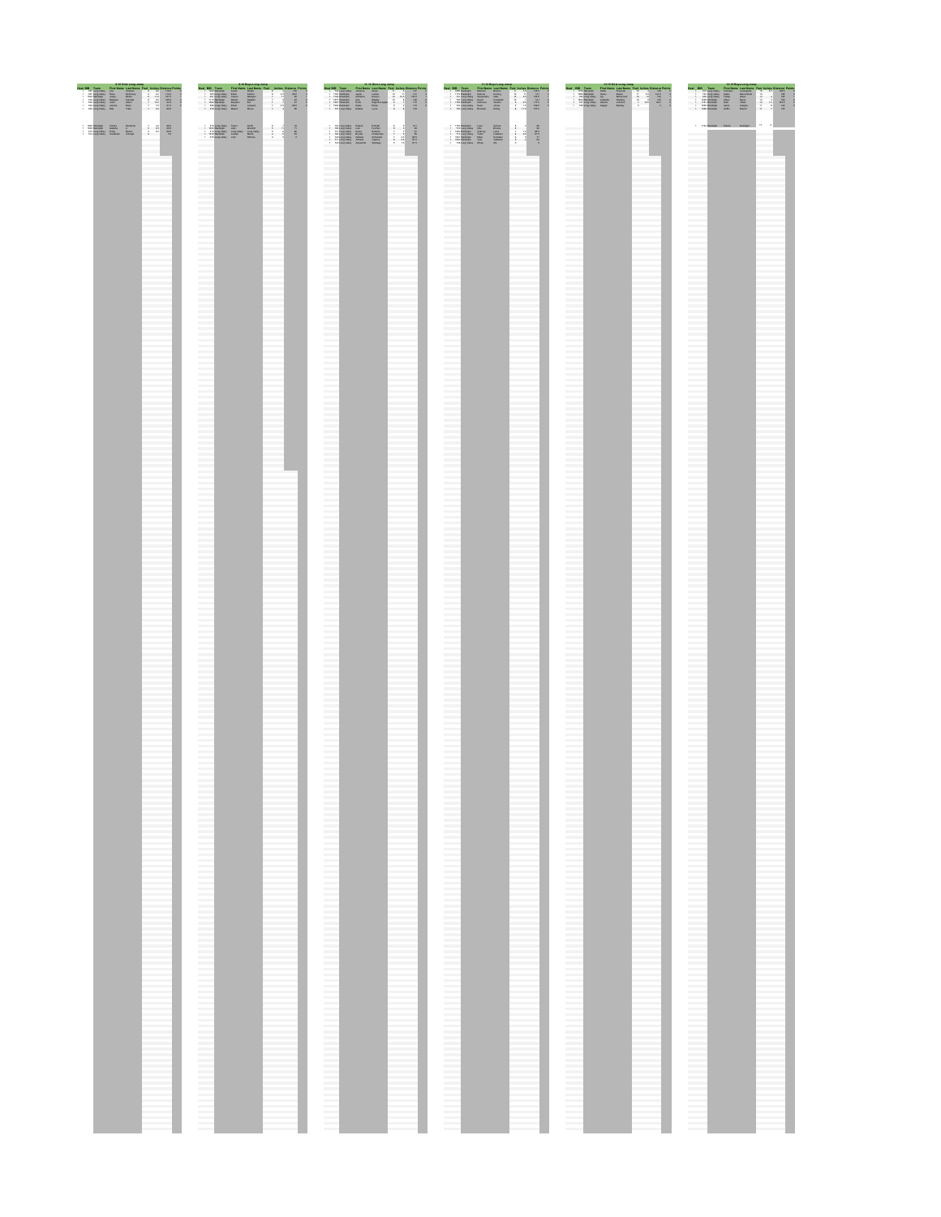## 9-10 Girls Long Jump

| Heat | BIB | Team | First Name | Last Name | Feet | Inches | Distance | Points |
|---|---|---|---|---|---|---|---|---|

## 9-10 Boys Long Jump

| Heat | BIB | Team | First Name | Last Name | Feet | Inches | Distance | Points |
|---|---|---|---|---|---|---|---|---|

## 11-12 Girls Long Jump

| Heat | BIB | Team | First Name | Last Name | Feet | Inches | Distance | Points |
|---|---|---|---|---|---|---|---|---|

## 11-12 Boys Long Jump

| Heat | BIB | Team | First Name | Last Name | Feet | Inches | Distance | Points |
|---|---|---|---|---|---|---|---|---|

## 13-15 Girls Long Jump

| Heat | BIB | Team | First Name | Last Name | Feet | Inches | Distance | Points |
|---|---|---|---|---|---|---|---|---|

## 13-15 Boys Long Jump

| Heat | BIB | Team | First Name | Last Name | Feet | Inches | Distance | Points |
|---|---|---|---|---|---|---|---|---|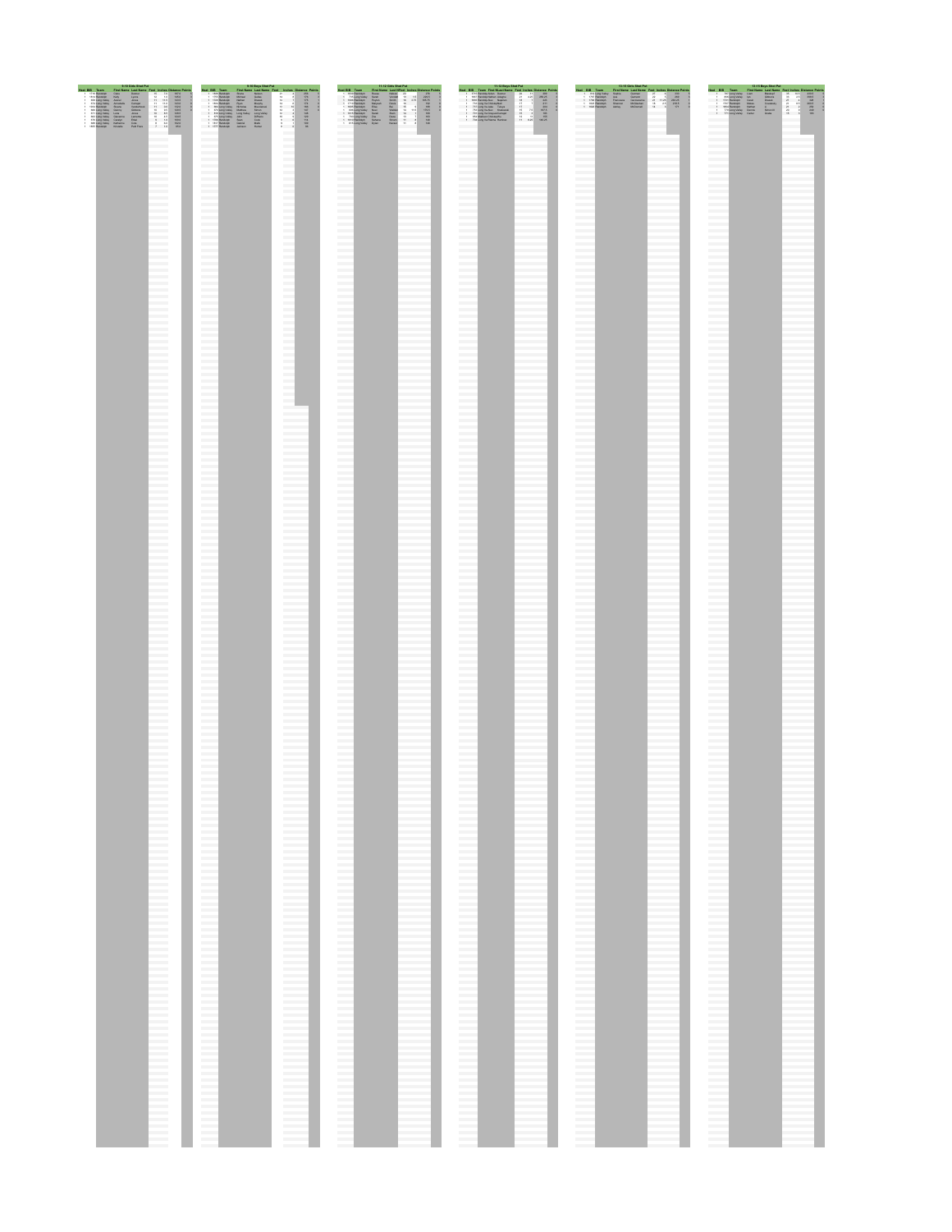**9-10 Girls Shot Put**

| Heat | BIB | Team | First Name | Last Name | Feet | Inches | Distance | Points |
|---|---|---|---|---|---|---|---|---|
| 1 | 1736 | Randolph | Claire | Boston | 20 | 7.5 | 247.5 | 0 |
| 1 | 1914 | Randolph | Kelly | Lyons | 19 | 5 | 233 | 0 |
| 1 | 959 | Long Valley | Amber | Jones | 17 | 10.5 | 214.5 | 0 |
| 1 | 1712 | Randolph | Annabelle | Schaefer | 17 | 4 | 208 | 0 |
| 1 | 1904 | Randolph | Brooke | Vanderhoek | 15 | 3.5 | 183.5 | 0 |
| 1 | 849 | Long Valley | Gabrey | Williams | 15 | 0.5 | 180.5 | 0 |
| 1 | 877 | Long Valley | Lola | Jones | 14 | 6 | 174 | 0 |
| 1 | 964 | Long Valley | Alexandra | Lamonte | 14 | 0.5 | 168.5 | 0 |
| 1 | 978 | Long Valley | Caitlyn | Blake | 11 | 2.5 | 134.5 | 0 |
| 1 | 889 | Long Valley | Katherine | Dunn | 9 | 6.5 | 114.5 | 0 |
| 1 | 1849 | Randolph | Annalee | Park Peart | 7 | 2.5 | 86.5 | 0 |

**9-10 Boys Shot Put**

| Heat | BIB | Team | First Name | Last Name | Feet | Inches | Distance | Points |
|---|---|---|---|---|---|---|---|---|
| 1 | 1805 | Randolph | Shiyou | Benson | 21 | 4 | 256 | 0 |
| 1 | 1776 | Randolph | Michael | Gerber | 14 | 6 | 174 | 0 |
| 1 | 1926 | Randolph | Nathan | Dawson | 14 | 3 | 171 | 0 |
| 1 | 1783 | Randolph | Ryan | Burnley | 14 | 0 | 168 | 0 |
| 1 | 862 | Long Valley | Nicholas | Broadwater | 13 | 10 | 166 | 0 |
| 1 | 874 | Long Valley | Matthew | Meyer | 13 | 4 | 160 | 0 |
| 1 | 935 | Long Valley | Long Valley | Long Valley | 13 | 4 | 160 | 0 |
| 1 | 873 | Long Valley | Jake | DiPietro | 10 | 4 | 124 | 0 |
| 1 | 1788 | Randolph | Noah | Cook | 9 | 7 | 115 | 0 |
| 1 | 1847 | Randolph | Dalton | Wolfe | 9 | 1 | 109 | 0 |
| 1 | 1872 | Randolph | Jackson | Norton | 8 | 0 | 96 | 0 |

**11-12 Girls Shot Put**

| Heat | BIB | Team | First Name | Last Name | Feet | Inches | Distance | Points |
|---|---|---|---|---|---|---|---|---|
| 1 | 1824 | Randolph | Brooke | Nelson | 23 | 3 | 279 | 0 |
| 1 | 774 | Long Valley | Teddie | Cristelli | 20 | 5.5 | 245.5 | 0 |
| 1 | 1028 | Randolph | Peyton | Smith | 16 | 4.75 | 196.75 | 0 |
| 1 | 1717 | Randolph | Elizabeth | Kim | 16 | 1 | 193 | 0 |
| 1 | 1839 | Randolph | Elisa | Bui | 16 | 0 | 192 | 0 |
| 1 | 829 | Long Valley | Nova | Ingliss | 14 | 10.5 | 178.5 | 0 |
| 1 | 1815 | Randolph | Sarah | Scott | 13 | 1 | 157 | 0 |
| 1 | 753 | Long Valley | Zoe | Vasta | 12 | 5 | 149 | 0 |
| 1 | 2670 | Randolph | Rebecca | Brown | 12 | 0 | 144 | 0 |
| 1 | 814 | Long Valley | Sydel | Navarro | 11 | 6 | 138 | 0 |

**11-12 Boys Shot Put**

| Heat | BIB | Team | First Name | Last Name | Feet | Inches | Distance | Points |
|---|---|---|---|---|---|---|---|---|
| 1 | 975 | Randolph | Aidan | Bonnell | 26 | 11 | 323 | 0 |
| 1 | 1943 | Randolph | Nathan | Isleighton | 24 | 0.25 | 288.25 | 0 |
| 1 | 1846 | Randolph | Alex | Neapolitan | 18 | 7 | 223 | 0 |
| 1 | 726 | Long Valley | Christopher | Lam | 18 | 1 | 217 | 0 |
| 1 | 757 | Long Valley | Jake | Tenaglia | 17 | 7 | 211 | 0 |
| 1 | 742 | Long Valley | Ryan | Bradstreet | 16 | 7.5 | 199.5 | 0 |
| 1 | 739 | Long Valley | Jonathan | Connolly | 16 | 4 | 196 | 0 |
| 1 | 859 | Madison | Christopher | Chin | 13 | 8 | 164 | 0 |
| 1 | 734 | Long Valley | Ronin | Blanchard | 13 | 9.25 | 165.25 | 0 |

**13-15 Girls Shot Put**

| Heat | BIB | Team | First Name | Last Name | Feet | Inches | Distance | Points |
|---|---|---|---|---|---|---|---|---|
| 1 | 915 | Long Valley | Sophia | Guzman | 27 | 3 | 327 | 0 |
| 1 | 1747 | Randolph | Julia | Comanzo | 24 | 0 | 288 | 0 |
| 1 | 1734 | Randolph | Francesca | Vaccarezza | 22 | 11.125 | 275.125 | 0 |
| 1 | 1840 | Randolph | Shannon | McDonald | 21 | 11.5 | 263.5 | 0 |
| 1 | 2028 | Randolph | Ashley | McDonald | 18 | 5 | 221 | 0 |

**13-15 Boys Shot Put**

| Heat | BIB | Team | First Name | Last Name | Feet | Inches | Distance | Points |
|---|---|---|---|---|---|---|---|---|
| 1 | 947 | Long Valley | Liam | Blackwell | 35 | 10.5 | 430.5 | 0 |
| 1 | 906 | Long Valley | Luc | Williams | 28 | 0.5 | 336.5 | 0 |
| 1 | 1721 | Randolph | Jacob | Bressel | 25 | 4 | 304 | 0 |
| 1 | 1813 | Randolph | William | Grossberg | 24 | 6 | 294 | 0 |
| 1 | 1920 | Randolph | Nathan | Ji | 23 | 4 | 280 | 0 |
| 1 | 770 | Long Valley | Dmitry | Weissmit | 20 | 6 | 246 | 0 |
| 1 | 772 | Long Valley | Carter | Stulak | 18 | 6 | 222 | 0 |